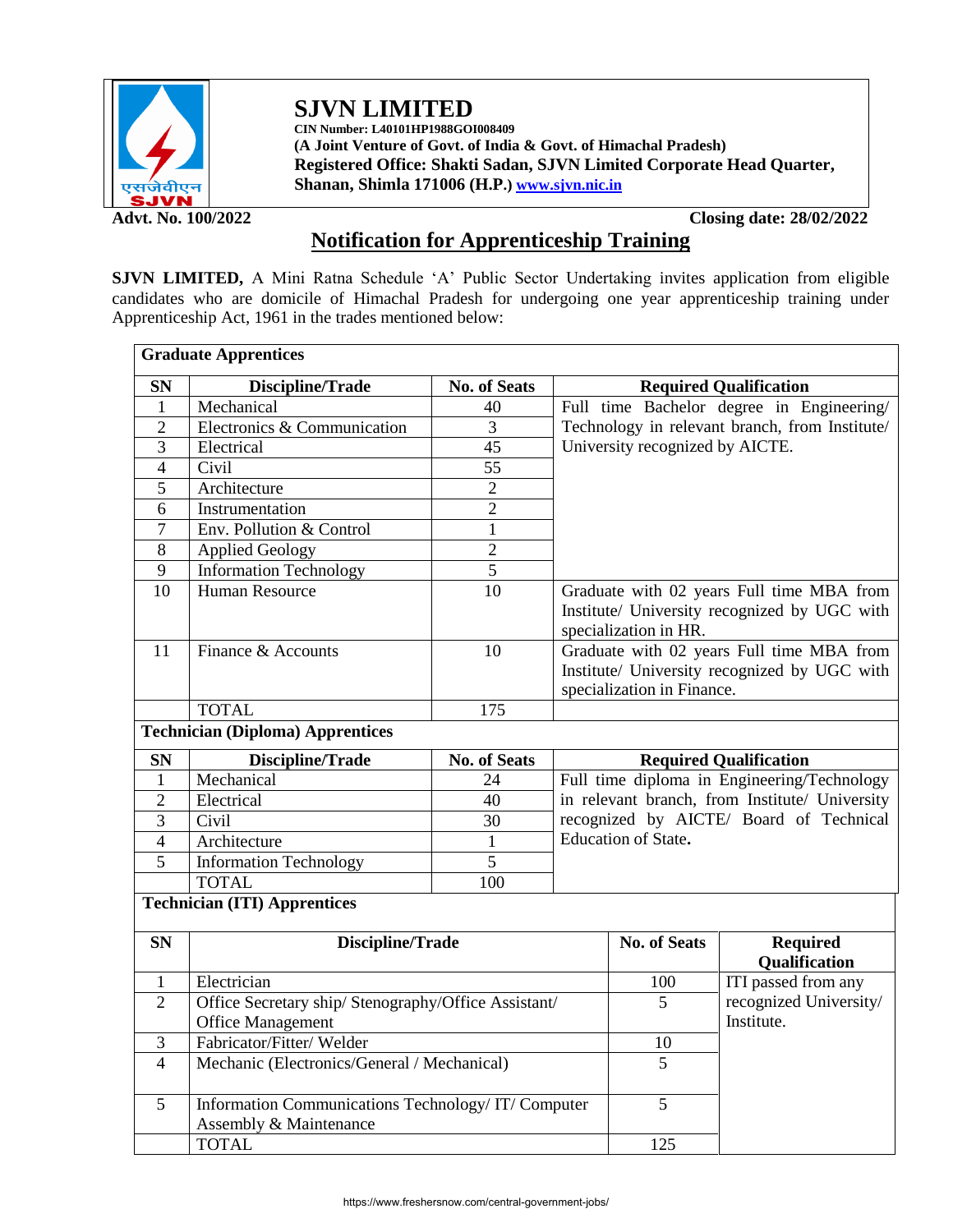# SJVN LIMITED

**CIN Number: L40101HP1988GOI008409**
**(A Joint Venture of Govt. of India & Govt. of Himachal Pradesh)**
**Registered Office: Shakti Sadan, SJVN Limited Corporate Head Quarter, Shanan, Shimla 171006 (H.P.) [www.sjvn.nic.in](http://www.sjvn.nic.in)**

**Advt. No. 100/2022** **Closing date: 28/02/2022**

## Notification for Apprenticeship Training

**SJVN LIMITED,** A Mini Ratna Schedule 'A' Public Sector Undertaking invites application from eligible candidates who are domicile of Himachal Pradesh for undergoing one year apprenticeship training under Apprenticeship Act, 1961 in the trades mentioned below:

**Graduate Apprentices**

| SN | Discipline/Trade | No. of Seats | Required Qualification |
|---|---|---|---|
| 1 | Mechanical | 40 | Full time Bachelor degree in Engineering/ Technology in relevant branch, from Institute/ University recognized by AICTE. |
| 2 | Electronics & Communication | 3 | |
| 3 | Electrical | 45 | |
| 4 | Civil | 55 | |
| 5 | Architecture | 2 | |
| 6 | Instrumentation | 2 | |
| 7 | Env. Pollution & Control | 1 | |
| 8 | Applied Geology | 2 | |
| 9 | Information Technology | 5 | |
| 10 | Human Resource | 10 | Graduate with 02 years Full time MBA from Institute/ University recognized by UGC with specialization in HR. |
| 11 | Finance & Accounts | 10 | Graduate with 02 years Full time MBA from Institute/ University recognized by UGC with specialization in Finance. |
| | TOTAL | 175 | |

**Technician (Diploma) Apprentices**

| SN | Discipline/Trade | No. of Seats | Required Qualification |
|---|---|---|---|
| 1 | Mechanical | 24 | Full time diploma in Engineering/Technology in relevant branch, from Institute/ University recognized by AICTE/ Board of Technical Education of State. |
| 2 | Electrical | 40 | |
| 3 | Civil | 30 | |
| 4 | Architecture | 1 | |
| 5 | Information Technology | 5 | |
| | TOTAL | 100 | |

**Technician (ITI) Apprentices**

| SN | Discipline/Trade | No. of Seats | Required Qualification |
|---|---|---|---|
| 1 | Electrician | 100 | ITI passed from any recognized University/ Institute. |
| 2 | Office Secretary ship/ Stenography/Office Assistant/ Office Management | 5 | |
| 3 | Fabricator/Fitter/ Welder | 10 | |
| 4 | Mechanic (Electronics/General / Mechanical) | 5 | |
| 5 | Information Communications Technology/ IT/ Computer Assembly & Maintenance | 5 | |
| | TOTAL | 125 | |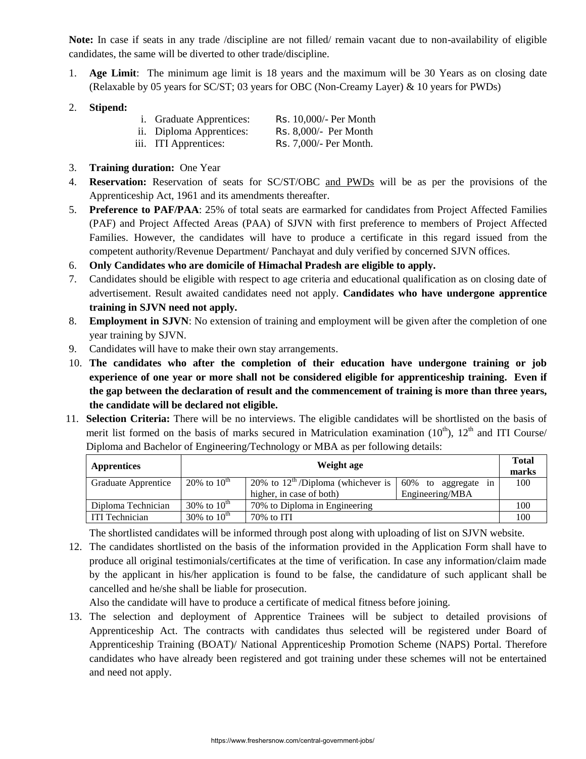**Note:** In case if seats in any trade /discipline are not filled/ remain vacant due to non-availability of eligible candidates, the same will be diverted to other trade/discipline.

1. **Age Limit**: The minimum age limit is 18 years and the maximum will be 30 Years as on closing date (Relaxable by 05 years for SC/ST; 03 years for OBC (Non-Creamy Layer) & 10 years for PWDs)

2. **Stipend:**
   i. Graduate Apprentices: Rs. 10,000/- Per Month
   ii. Diploma Apprentices: Rs. 8,000/- Per Month
   iii. ITI Apprentices: Rs. 7,000/- Per Month.

3. **Training duration:** One Year
4. **Reservation:** Reservation of seats for SC/ST/OBC and PWDs will be as per the provisions of the Apprenticeship Act, 1961 and its amendments thereafter.
5. **Preference to PAF/PAA**: 25% of total seats are earmarked for candidates from Project Affected Families (PAF) and Project Affected Areas (PAA) of SJVN with first preference to members of Project Affected Families. However, the candidates will have to produce a certificate in this regard issued from the competent authority/Revenue Department/ Panchayat and duly verified by concerned SJVN offices.
6. **Only Candidates who are domicile of Himachal Pradesh are eligible to apply.**
7. Candidates should be eligible with respect to age criteria and educational qualification as on closing date of advertisement. Result awaited candidates need not apply. **Candidates who have undergone apprentice training in SJVN need not apply.**
8. **Employment in SJVN**: No extension of training and employment will be given after the completion of one year training by SJVN.
9. Candidates will have to make their own stay arrangements.
10. **The candidates who after the completion of their education have undergone training or job experience of one year or more shall not be considered eligible for apprenticeship training. Even if the gap between the declaration of result and the commencement of training is more than three years, the candidate will be declared not eligible.**
11. **Selection Criteria:** There will be no interviews. The eligible candidates will be shortlisted on the basis of merit list formed on the basis of marks secured in Matriculation examination (10th), 12th and ITI Course/ Diploma and Bachelor of Engineering/Technology or MBA as per following details:

| Apprentices | Weight age | | | Total marks |
|---|---|---|---|---|
| Graduate Apprentice | 20% to 10th | 20% to 12th /Diploma (whichever is higher, in case of both) | 60% to aggregate in Engineering/MBA | 100 |
| Diploma Technician | 30% to 10th | 70% to Diploma in Engineering | | 100 |
| ITI Technician | 30% to 10th | 70% to ITI | | 100 |

The shortlisted candidates will be informed through post along with uploading of list on SJVN website.

12. The candidates shortlisted on the basis of the information provided in the Application Form shall have to produce all original testimonials/certificates at the time of verification. In case any information/claim made by the applicant in his/her application is found to be false, the candidature of such applicant shall be cancelled and he/she shall be liable for prosecution.

    Also the candidate will have to produce a certificate of medical fitness before joining.

13. The selection and deployment of Apprentice Trainees will be subject to detailed provisions of Apprenticeship Act. The contracts with candidates thus selected will be registered under Board of Apprenticeship Training (BOAT)/ National Apprenticeship Promotion Scheme (NAPS) Portal. Therefore candidates who have already been registered and got training under these schemes will not be entertained and need not apply.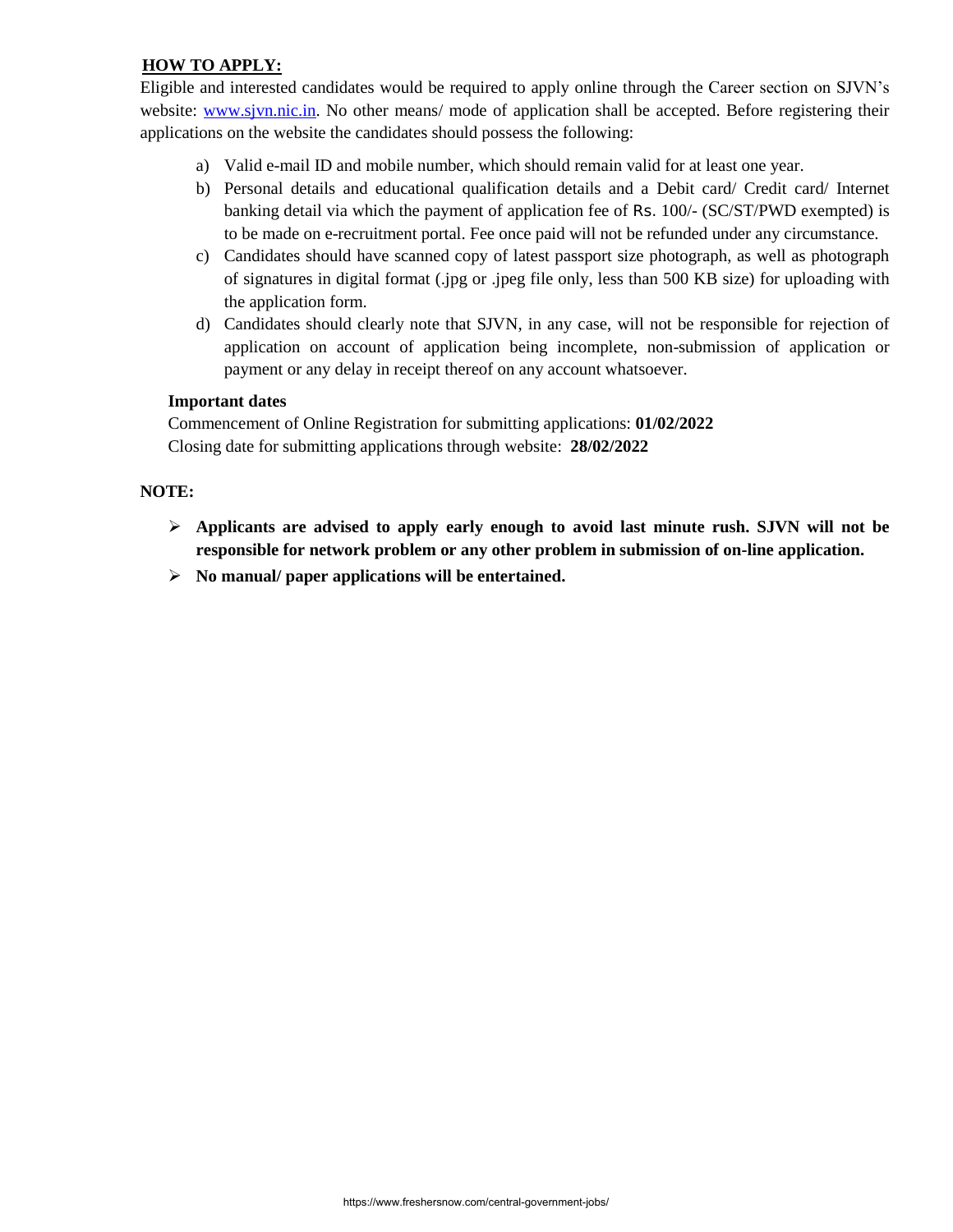## HOW TO APPLY:

Eligible and interested candidates would be required to apply online through the Career section on SJVN's website: [www.sjvn.nic.in](http://www.sjvn.nic.in). No other means/ mode of application shall be accepted. Before registering their applications on the website the candidates should possess the following:

a) Valid e-mail ID and mobile number, which should remain valid for at least one year.

b) Personal details and educational qualification details and a Debit card/ Credit card/ Internet banking detail via which the payment of application fee of Rs. 100/- (SC/ST/PWD exempted) is to be made on e-recruitment portal. Fee once paid will not be refunded under any circumstance.

c) Candidates should have scanned copy of latest passport size photograph, as well as photograph of signatures in digital format (.jpg or .jpeg file only, less than 500 KB size) for uploading with the application form.

d) Candidates should clearly note that SJVN, in any case, will not be responsible for rejection of application on account of application being incomplete, non-submission of application or payment or any delay in receipt thereof on any account whatsoever.

**Important dates**

Commencement of Online Registration for submitting applications: **01/02/2022**

Closing date for submitting applications through website: **28/02/2022**

**NOTE:**

- **Applicants are advised to apply early enough to avoid last minute rush. SJVN will not be responsible for network problem or any other problem in submission of on-line application.**
- **No manual/ paper applications will be entertained.**